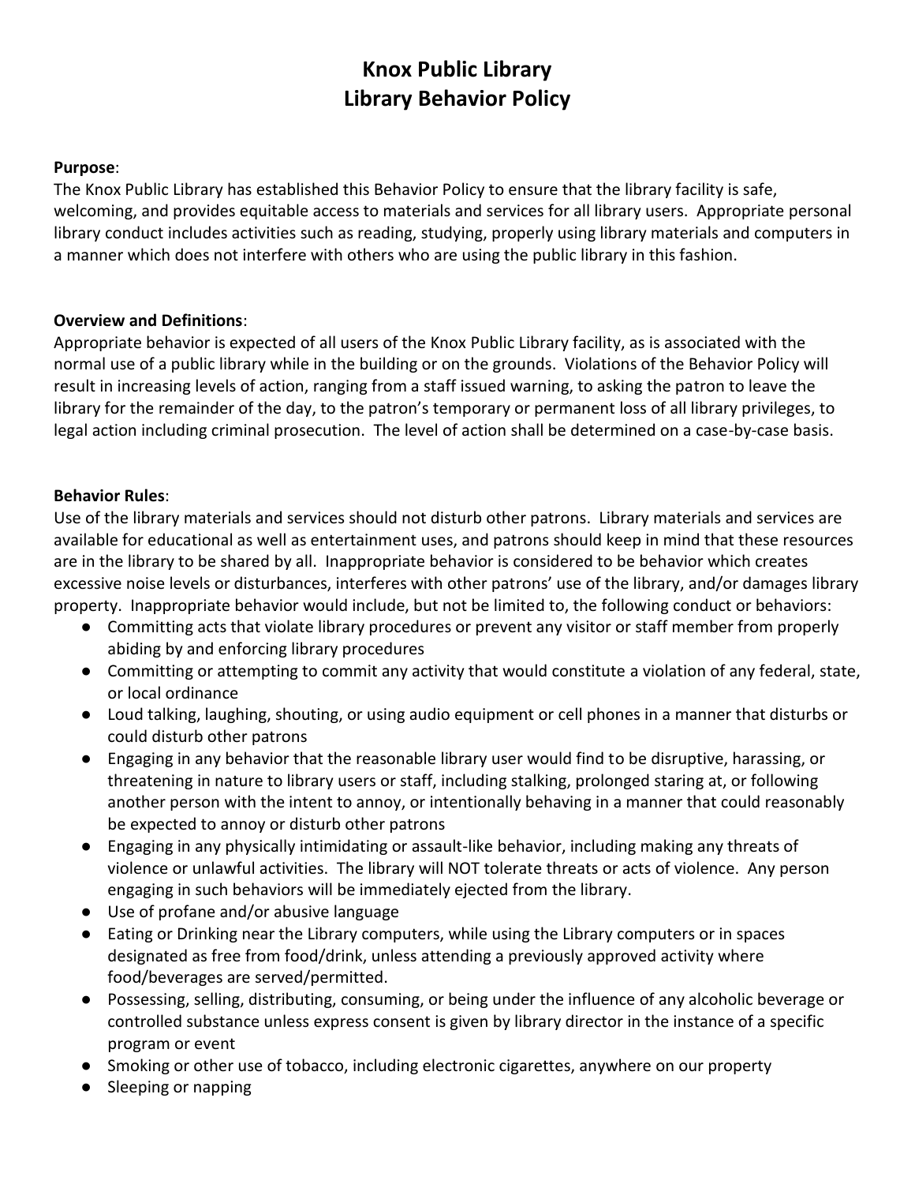# Knox Public Library
# Library Behavior Policy

**Purpose**:
The Knox Public Library has established this Behavior Policy to ensure that the library facility is safe, welcoming, and provides equitable access to materials and services for all library users. Appropriate personal library conduct includes activities such as reading, studying, properly using library materials and computers in a manner which does not interfere with others who are using the public library in this fashion.

**Overview and Definitions**:
Appropriate behavior is expected of all users of the Knox Public Library facility, as is associated with the normal use of a public library while in the building or on the grounds. Violations of the Behavior Policy will result in increasing levels of action, ranging from a staff issued warning, to asking the patron to leave the library for the remainder of the day, to the patron's temporary or permanent loss of all library privileges, to legal action including criminal prosecution. The level of action shall be determined on a case-by-case basis.

**Behavior Rules**:
Use of the library materials and services should not disturb other patrons. Library materials and services are available for educational as well as entertainment uses, and patrons should keep in mind that these resources are in the library to be shared by all. Inappropriate behavior is considered to be behavior which creates excessive noise levels or disturbances, interferes with other patrons' use of the library, and/or damages library property. Inappropriate behavior would include, but not be limited to, the following conduct or behaviors:

- Committing acts that violate library procedures or prevent any visitor or staff member from properly abiding by and enforcing library procedures
- Committing or attempting to commit any activity that would constitute a violation of any federal, state, or local ordinance
- Loud talking, laughing, shouting, or using audio equipment or cell phones in a manner that disturbs or could disturb other patrons
- Engaging in any behavior that the reasonable library user would find to be disruptive, harassing, or threatening in nature to library users or staff, including stalking, prolonged staring at, or following another person with the intent to annoy, or intentionally behaving in a manner that could reasonably be expected to annoy or disturb other patrons
- Engaging in any physically intimidating or assault-like behavior, including making any threats of violence or unlawful activities. The library will NOT tolerate threats or acts of violence. Any person engaging in such behaviors will be immediately ejected from the library.
- Use of profane and/or abusive language
- Eating or Drinking near the Library computers, while using the Library computers or in spaces designated as free from food/drink, unless attending a previously approved activity where food/beverages are served/permitted.
- Possessing, selling, distributing, consuming, or being under the influence of any alcoholic beverage or controlled substance unless express consent is given by library director in the instance of a specific program or event
- Smoking or other use of tobacco, including electronic cigarettes, anywhere on our property
- Sleeping or napping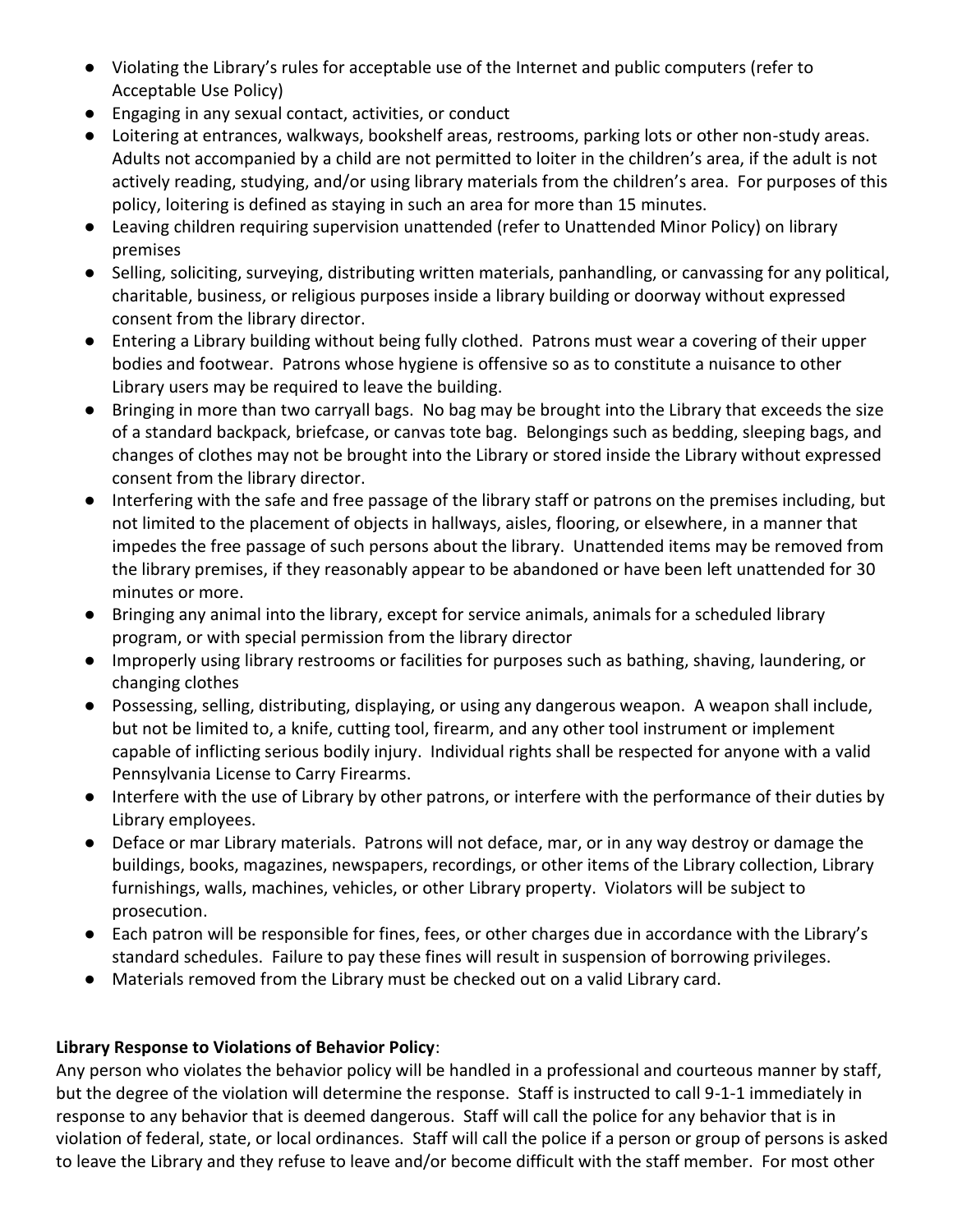- Violating the Library's rules for acceptable use of the Internet and public computers (refer to Acceptable Use Policy)
- Engaging in any sexual contact, activities, or conduct
- Loitering at entrances, walkways, bookshelf areas, restrooms, parking lots or other non-study areas. Adults not accompanied by a child are not permitted to loiter in the children's area, if the adult is not actively reading, studying, and/or using library materials from the children's area. For purposes of this policy, loitering is defined as staying in such an area for more than 15 minutes.
- Leaving children requiring supervision unattended (refer to Unattended Minor Policy) on library premises
- Selling, soliciting, surveying, distributing written materials, panhandling, or canvassing for any political, charitable, business, or religious purposes inside a library building or doorway without expressed consent from the library director.
- Entering a Library building without being fully clothed. Patrons must wear a covering of their upper bodies and footwear. Patrons whose hygiene is offensive so as to constitute a nuisance to other Library users may be required to leave the building.
- Bringing in more than two carryall bags. No bag may be brought into the Library that exceeds the size of a standard backpack, briefcase, or canvas tote bag. Belongings such as bedding, sleeping bags, and changes of clothes may not be brought into the Library or stored inside the Library without expressed consent from the library director.
- Interfering with the safe and free passage of the library staff or patrons on the premises including, but not limited to the placement of objects in hallways, aisles, flooring, or elsewhere, in a manner that impedes the free passage of such persons about the library. Unattended items may be removed from the library premises, if they reasonably appear to be abandoned or have been left unattended for 30 minutes or more.
- Bringing any animal into the library, except for service animals, animals for a scheduled library program, or with special permission from the library director
- Improperly using library restrooms or facilities for purposes such as bathing, shaving, laundering, or changing clothes
- Possessing, selling, distributing, displaying, or using any dangerous weapon. A weapon shall include, but not be limited to, a knife, cutting tool, firearm, and any other tool instrument or implement capable of inflicting serious bodily injury. Individual rights shall be respected for anyone with a valid Pennsylvania License to Carry Firearms.
- Interfere with the use of Library by other patrons, or interfere with the performance of their duties by Library employees.
- Deface or mar Library materials. Patrons will not deface, mar, or in any way destroy or damage the buildings, books, magazines, newspapers, recordings, or other items of the Library collection, Library furnishings, walls, machines, vehicles, or other Library property. Violators will be subject to prosecution.
- Each patron will be responsible for fines, fees, or other charges due in accordance with the Library's standard schedules. Failure to pay these fines will result in suspension of borrowing privileges.
- Materials removed from the Library must be checked out on a valid Library card.

**Library Response to Violations of Behavior Policy**:

Any person who violates the behavior policy will be handled in a professional and courteous manner by staff, but the degree of the violation will determine the response. Staff is instructed to call 9-1-1 immediately in response to any behavior that is deemed dangerous. Staff will call the police for any behavior that is in violation of federal, state, or local ordinances. Staff will call the police if a person or group of persons is asked to leave the Library and they refuse to leave and/or become difficult with the staff member. For most other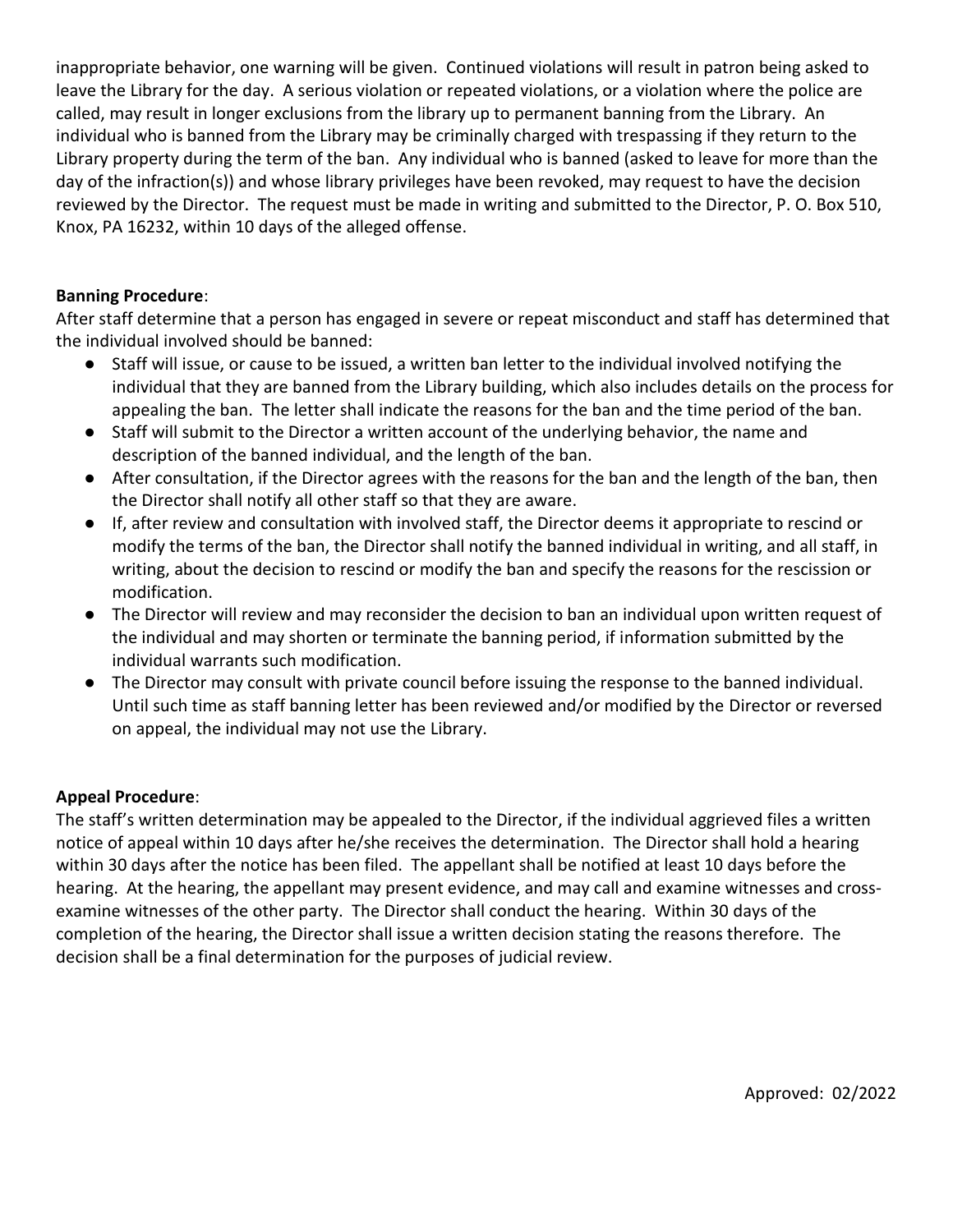inappropriate behavior, one warning will be given. Continued violations will result in patron being asked to leave the Library for the day. A serious violation or repeated violations, or a violation where the police are called, may result in longer exclusions from the library up to permanent banning from the Library. An individual who is banned from the Library may be criminally charged with trespassing if they return to the Library property during the term of the ban. Any individual who is banned (asked to leave for more than the day of the infraction(s)) and whose library privileges have been revoked, may request to have the decision reviewed by the Director. The request must be made in writing and submitted to the Director, P. O. Box 510, Knox, PA 16232, within 10 days of the alleged offense.

**Banning Procedure**:

After staff determine that a person has engaged in severe or repeat misconduct and staff has determined that the individual involved should be banned:

- Staff will issue, or cause to be issued, a written ban letter to the individual involved notifying the individual that they are banned from the Library building, which also includes details on the process for appealing the ban. The letter shall indicate the reasons for the ban and the time period of the ban.
- Staff will submit to the Director a written account of the underlying behavior, the name and description of the banned individual, and the length of the ban.
- After consultation, if the Director agrees with the reasons for the ban and the length of the ban, then the Director shall notify all other staff so that they are aware.
- If, after review and consultation with involved staff, the Director deems it appropriate to rescind or modify the terms of the ban, the Director shall notify the banned individual in writing, and all staff, in writing, about the decision to rescind or modify the ban and specify the reasons for the rescission or modification.
- The Director will review and may reconsider the decision to ban an individual upon written request of the individual and may shorten or terminate the banning period, if information submitted by the individual warrants such modification.
- The Director may consult with private council before issuing the response to the banned individual. Until such time as staff banning letter has been reviewed and/or modified by the Director or reversed on appeal, the individual may not use the Library.

**Appeal Procedure**:

The staff's written determination may be appealed to the Director, if the individual aggrieved files a written notice of appeal within 10 days after he/she receives the determination. The Director shall hold a hearing within 30 days after the notice has been filed. The appellant shall be notified at least 10 days before the hearing. At the hearing, the appellant may present evidence, and may call and examine witnesses and cross-examine witnesses of the other party. The Director shall conduct the hearing. Within 30 days of the completion of the hearing, the Director shall issue a written decision stating the reasons therefore. The decision shall be a final determination for the purposes of judicial review.

Approved: 02/2022